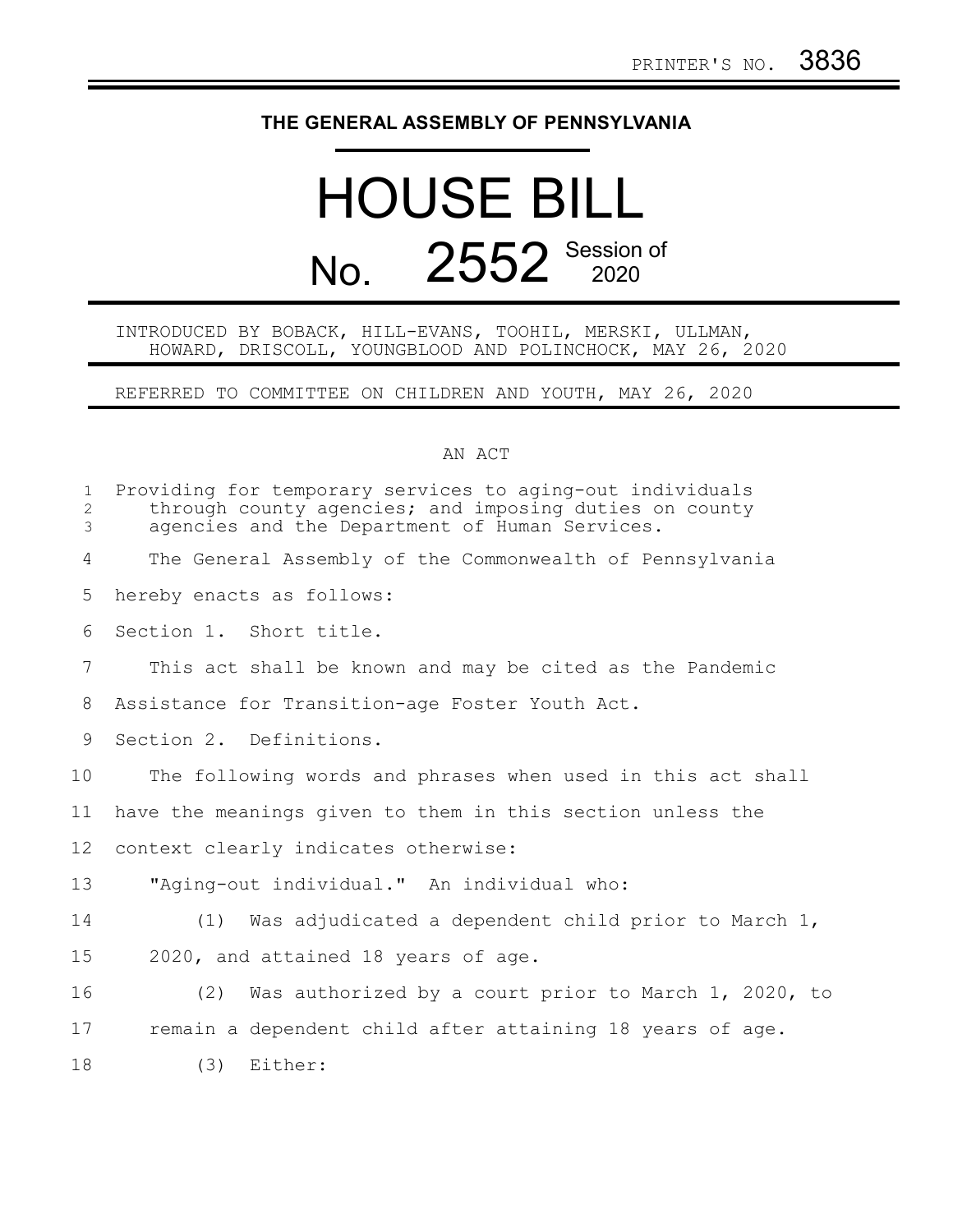PRINTER'S NO. 3836

# THE GENERAL ASSEMBLY OF PENNSYLVANIA

# HOUSE BILL No. 2552 Session of 2020

INTRODUCED BY BOBACK, HILL-EVANS, TOOHIL, MERSKI, ULLMAN, HOWARD, DRISCOLL, YOUNGBLOOD AND POLINCHOCK, MAY 26, 2020

REFERRED TO COMMITTEE ON CHILDREN AND YOUTH, MAY 26, 2020

## AN ACT

Providing for temporary services to aging-out individuals through county agencies; and imposing duties on county agencies and the Department of Human Services.

The General Assembly of the Commonwealth of Pennsylvania hereby enacts as follows:

Section 1. Short title.

This act shall be known and may be cited as the Pandemic Assistance for Transition-age Foster Youth Act.

Section 2. Definitions.

The following words and phrases when used in this act shall have the meanings given to them in this section unless the context clearly indicates otherwise:

"Aging-out individual." An individual who:

(1) Was adjudicated a dependent child prior to March 1, 2020, and attained 18 years of age.

(2) Was authorized by a court prior to March 1, 2020, to remain a dependent child after attaining 18 years of age.

(3) Either: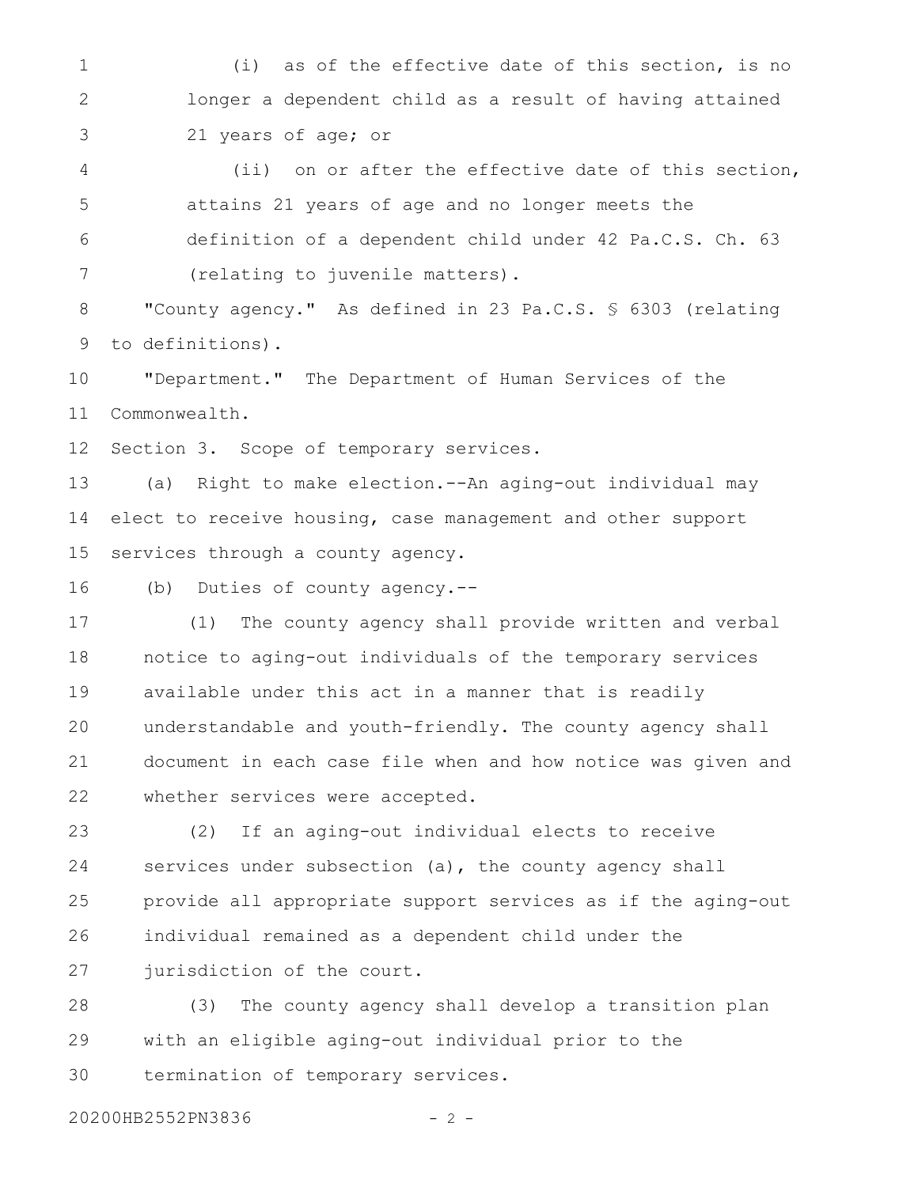(i) as of the effective date of this section, is no longer a dependent child as a result of having attained 21 years of age; or

(ii) on or after the effective date of this section, attains 21 years of age and no longer meets the definition of a dependent child under 42 Pa.C.S. Ch. 63 (relating to juvenile matters).

"County agency." As defined in 23 Pa.C.S. § 6303 (relating to definitions).

"Department." The Department of Human Services of the Commonwealth.

Section 3. Scope of temporary services.

(a) Right to make election.--An aging-out individual may elect to receive housing, case management and other support services through a county agency.

(b) Duties of county agency.--

(1) The county agency shall provide written and verbal notice to aging-out individuals of the temporary services available under this act in a manner that is readily understandable and youth-friendly. The county agency shall document in each case file when and how notice was given and whether services were accepted.

(2) If an aging-out individual elects to receive services under subsection (a), the county agency shall provide all appropriate support services as if the aging-out individual remained as a dependent child under the jurisdiction of the court.

(3) The county agency shall develop a transition plan with an eligible aging-out individual prior to the termination of temporary services.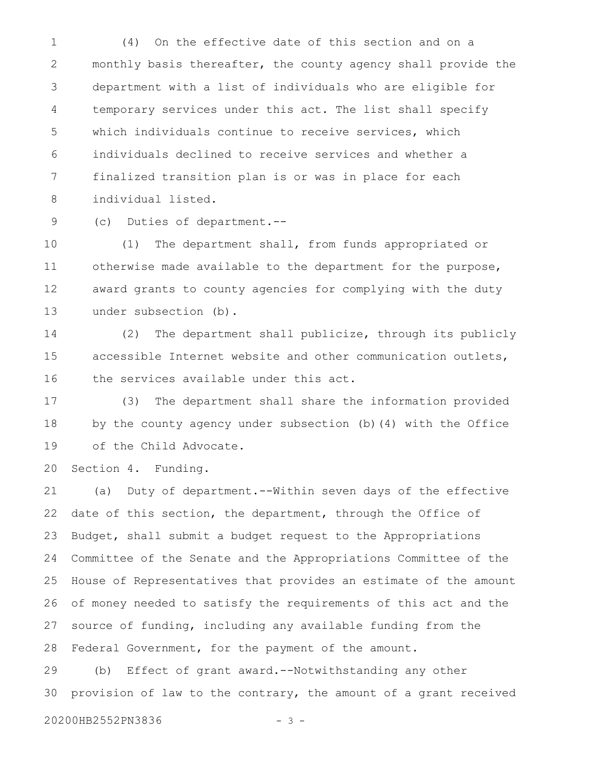(4) On the effective date of this section and on a monthly basis thereafter, the county agency shall provide the department with a list of individuals who are eligible for temporary services under this act. The list shall specify which individuals continue to receive services, which individuals declined to receive services and whether a finalized transition plan is or was in place for each individual listed.

(c) Duties of department.--

(1) The department shall, from funds appropriated or otherwise made available to the department for the purpose, award grants to county agencies for complying with the duty under subsection (b).

(2) The department shall publicize, through its publicly accessible Internet website and other communication outlets, the services available under this act.

(3) The department shall share the information provided by the county agency under subsection (b)(4) with the Office of the Child Advocate.

Section 4. Funding.

(a) Duty of department.--Within seven days of the effective date of this section, the department, through the Office of Budget, shall submit a budget request to the Appropriations Committee of the Senate and the Appropriations Committee of the House of Representatives that provides an estimate of the amount of money needed to satisfy the requirements of this act and the source of funding, including any available funding from the Federal Government, for the payment of the amount.

(b) Effect of grant award.--Notwithstanding any other provision of law to the contrary, the amount of a grant received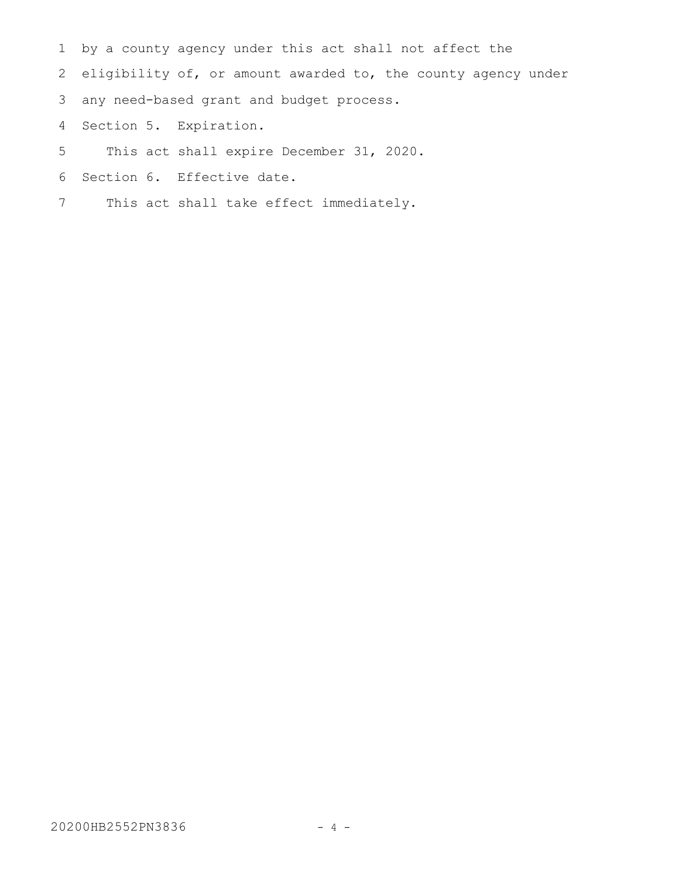by a county agency under this act shall not affect the eligibility of, or amount awarded to, the county agency under any need-based grant and budget process.

Section 5. Expiration.

This act shall expire December 31, 2020.

Section 6. Effective date.

This act shall take effect immediately.